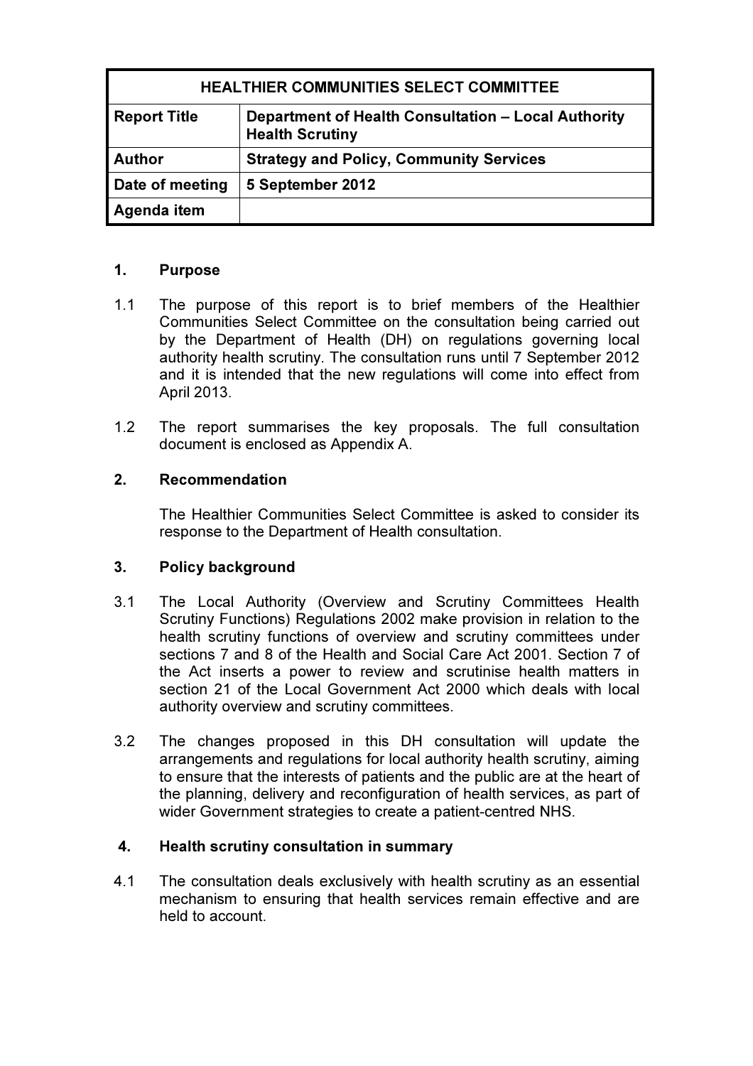| HEALTHIER COMMUNITIES SELECT COMMITTEE | |
|---|---|
| **Report Title** | **Department of Health Consultation – Local Authority Health Scrutiny** |
| **Author** | **Strategy and Policy, Community Services** |
| **Date of meeting** | **5 September 2012** |
| **Agenda item** | |

## 1. Purpose

1.1 The purpose of this report is to brief members of the Healthier Communities Select Committee on the consultation being carried out by the Department of Health (DH) on regulations governing local authority health scrutiny. The consultation runs until 7 September 2012 and it is intended that the new regulations will come into effect from April 2013.

1.2 The report summarises the key proposals. The full consultation document is enclosed as Appendix A.

## 2. Recommendation

The Healthier Communities Select Committee is asked to consider its response to the Department of Health consultation.

## 3. Policy background

3.1 The Local Authority (Overview and Scrutiny Committees Health Scrutiny Functions) Regulations 2002 make provision in relation to the health scrutiny functions of overview and scrutiny committees under sections 7 and 8 of the Health and Social Care Act 2001. Section 7 of the Act inserts a power to review and scrutinise health matters in section 21 of the Local Government Act 2000 which deals with local authority overview and scrutiny committees.

3.2 The changes proposed in this DH consultation will update the arrangements and regulations for local authority health scrutiny, aiming to ensure that the interests of patients and the public are at the heart of the planning, delivery and reconfiguration of health services, as part of wider Government strategies to create a patient-centred NHS.

## 4. Health scrutiny consultation in summary

4.1 The consultation deals exclusively with health scrutiny as an essential mechanism to ensuring that health services remain effective and are held to account.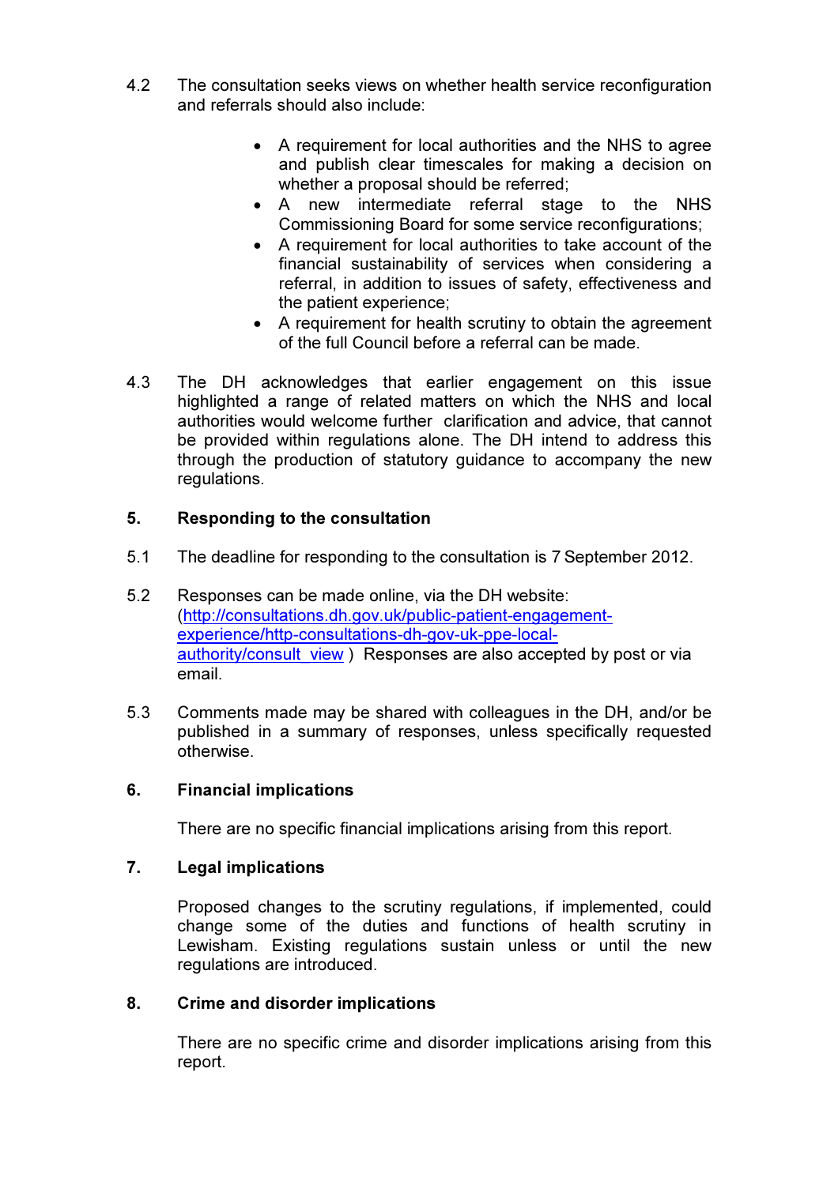4.2 The consultation seeks views on whether health service reconfiguration and referrals should also include:

- A requirement for local authorities and the NHS to agree and publish clear timescales for making a decision on whether a proposal should be referred;
- A new intermediate referral stage to the NHS Commissioning Board for some service reconfigurations;
- A requirement for local authorities to take account of the financial sustainability of services when considering a referral, in addition to issues of safety, effectiveness and the patient experience;
- A requirement for health scrutiny to obtain the agreement of the full Council before a referral can be made.

4.3 The DH acknowledges that earlier engagement on this issue highlighted a range of related matters on which the NHS and local authorities would welcome further clarification and advice, that cannot be provided within regulations alone. The DH intend to address this through the production of statutory guidance to accompany the new regulations.

## 5. Responding to the consultation

5.1 The deadline for responding to the consultation is 7 September 2012.

5.2 Responses can be made online, via the DH website: (http://consultations.dh.gov.uk/public-patient-engagement-experience/http-consultations-dh-gov-uk-ppe-local-authority/consult_view ) Responses are also accepted by post or via email.

5.3 Comments made may be shared with colleagues in the DH, and/or be published in a summary of responses, unless specifically requested otherwise.

## 6. Financial implications

There are no specific financial implications arising from this report.

## 7. Legal implications

Proposed changes to the scrutiny regulations, if implemented, could change some of the duties and functions of health scrutiny in Lewisham. Existing regulations sustain unless or until the new regulations are introduced.

## 8. Crime and disorder implications

There are no specific crime and disorder implications arising from this report.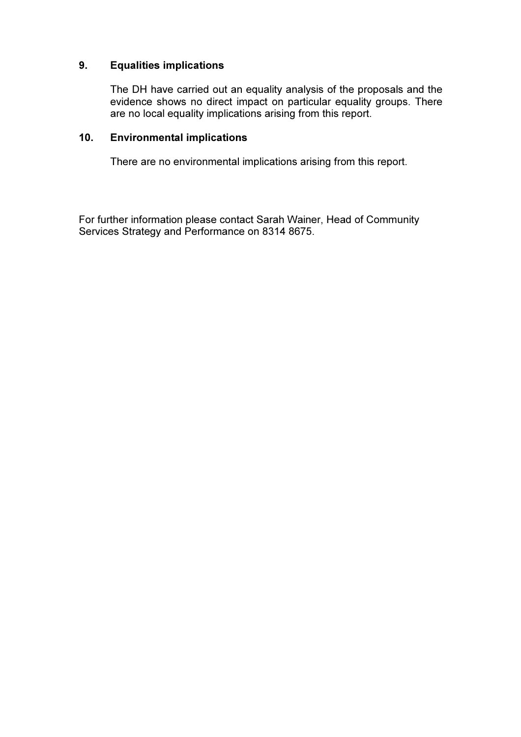## 9. Equalities implications

The DH have carried out an equality analysis of the proposals and the evidence shows no direct impact on particular equality groups. There are no local equality implications arising from this report.

## 10. Environmental implications

There are no environmental implications arising from this report.

For further information please contact Sarah Wainer, Head of Community Services Strategy and Performance on 8314 8675.